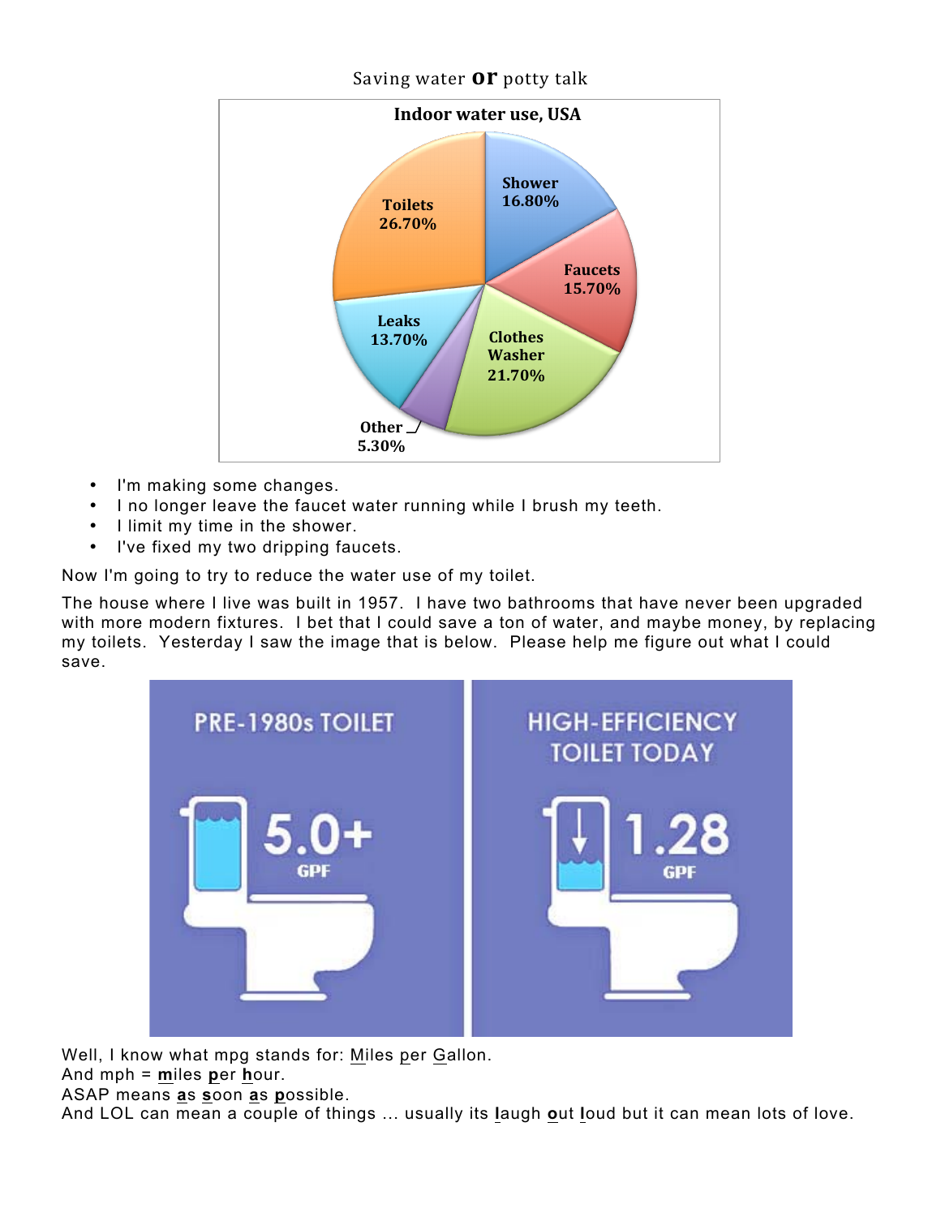Saving water **or** potty talk

**Indoor water use, USA**

| Category | Percentage |
|---|---|
| Toilets | 26.70% |
| Shower | 16.80% |
| Faucets | 15.70% |
| Clothes Washer | 21.70% |
| Leaks | 13.70% |
| Other | 5.30% |

- I'm making some changes.
- I no longer leave the faucet water running while I brush my teeth.
- I limit my time in the shower.
- I've fixed my two dripping faucets.

Now I'm going to try to reduce the water use of my toilet.

The house where I live was built in 1957. I have two bathrooms that have never been upgraded with more modern fixtures. I bet that I could save a ton of water, and maybe money, by replacing my toilets. Yesterday I saw the image that is below. Please help me figure out what I could save.

| PRE-1980s TOILET | HIGH-EFFICIENCY TOILET TODAY |
|---|---|
| 5.0+ GPF | 1.28 GPF |

Well, I know what mpg stands for: Miles per Gallon.
And mph = **m**iles **p**er **h**our.
ASAP means **a**s **s**oon **a**s **p**ossible.
And LOL can mean a couple of things ... usually its **l**augh **o**ut **l**oud but it can mean lots of love.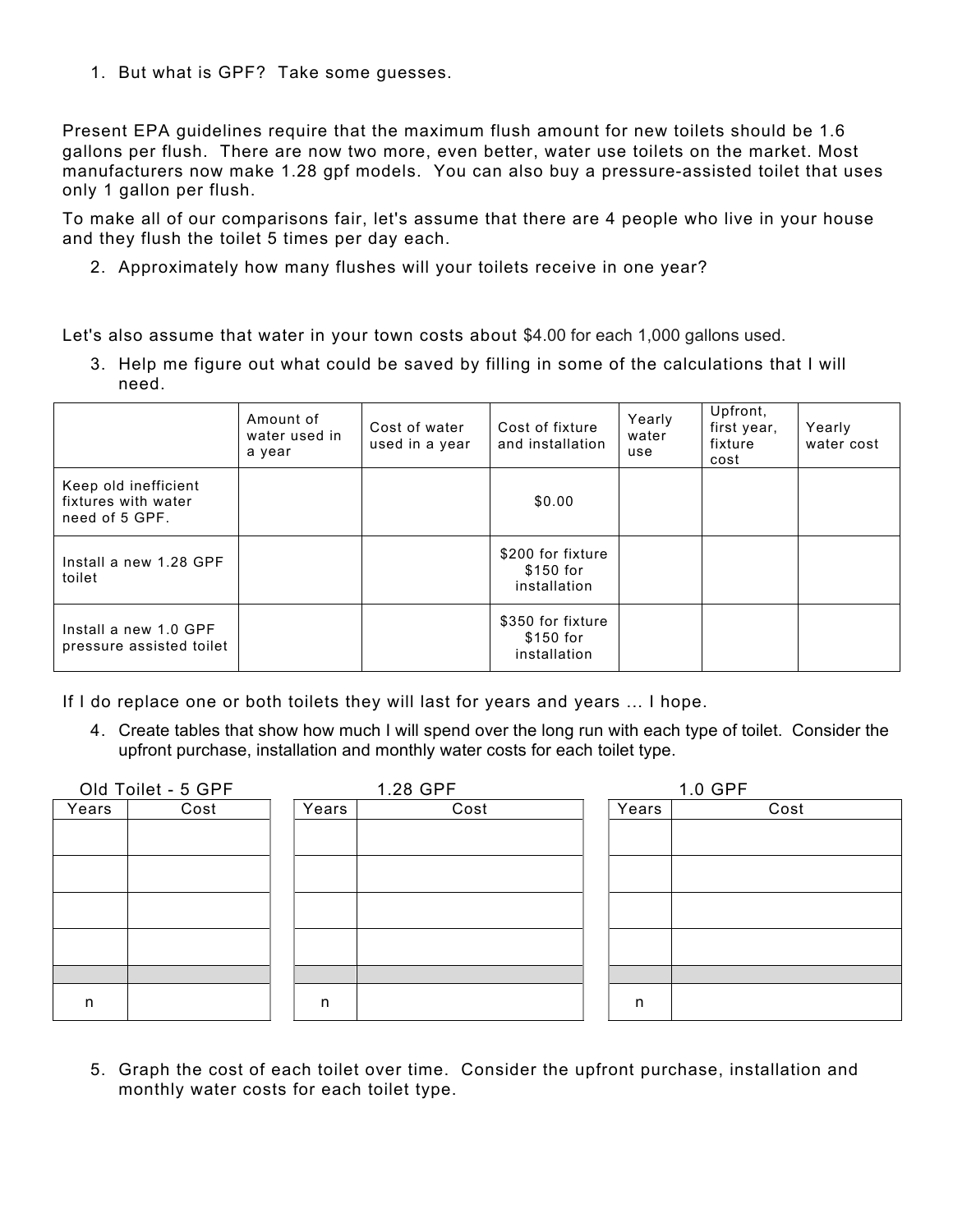1. But what is GPF? Take some guesses.

Present EPA guidelines require that the maximum flush amount for new toilets should be 1.6 gallons per flush. There are now two more, even better, water use toilets on the market. Most manufacturers now make 1.28 gpf models. You can also buy a pressure-assisted toilet that uses only 1 gallon per flush.

To make all of our comparisons fair, let's assume that there are 4 people who live in your house and they flush the toilet 5 times per day each.

2. Approximately how many flushes will your toilets receive in one year?

Let's also assume that water in your town costs about $4.00 for each 1,000 gallons used.

3. Help me figure out what could be saved by filling in some of the calculations that I will need.

| | Amount of water used in a year | Cost of water used in a year | Cost of fixture and installation | Yearly water use | Upfront, first year, fixture cost | Yearly water cost |
|---|---|---|---|---|---|---|
| Keep old inefficient fixtures with water need of 5 GPF. | | | $0.00 | | | |
| Install a new 1.28 GPF toilet | | | $200 for fixture $150 for installation | | | |
| Install a new 1.0 GPF pressure assisted toilet | | | $350 for fixture $150 for installation | | | |

If I do replace one or both toilets they will last for years and years … I hope.

4. Create tables that show how much I will spend over the long run with each type of toilet. Consider the upfront purchase, installation and monthly water costs for each toilet type.

Old Toilet - 5 GPF

| Years | Cost |
|---|---|
| | |
| | |
| | |
| | |
| | |
| n | |

1.28 GPF

| Years | Cost |
|---|---|
| | |
| | |
| | |
| | |
| | |
| n | |

1.0 GPF

| Years | Cost |
|---|---|
| | |
| | |
| | |
| | |
| | |
| n | |

5. Graph the cost of each toilet over time. Consider the upfront purchase, installation and monthly water costs for each toilet type.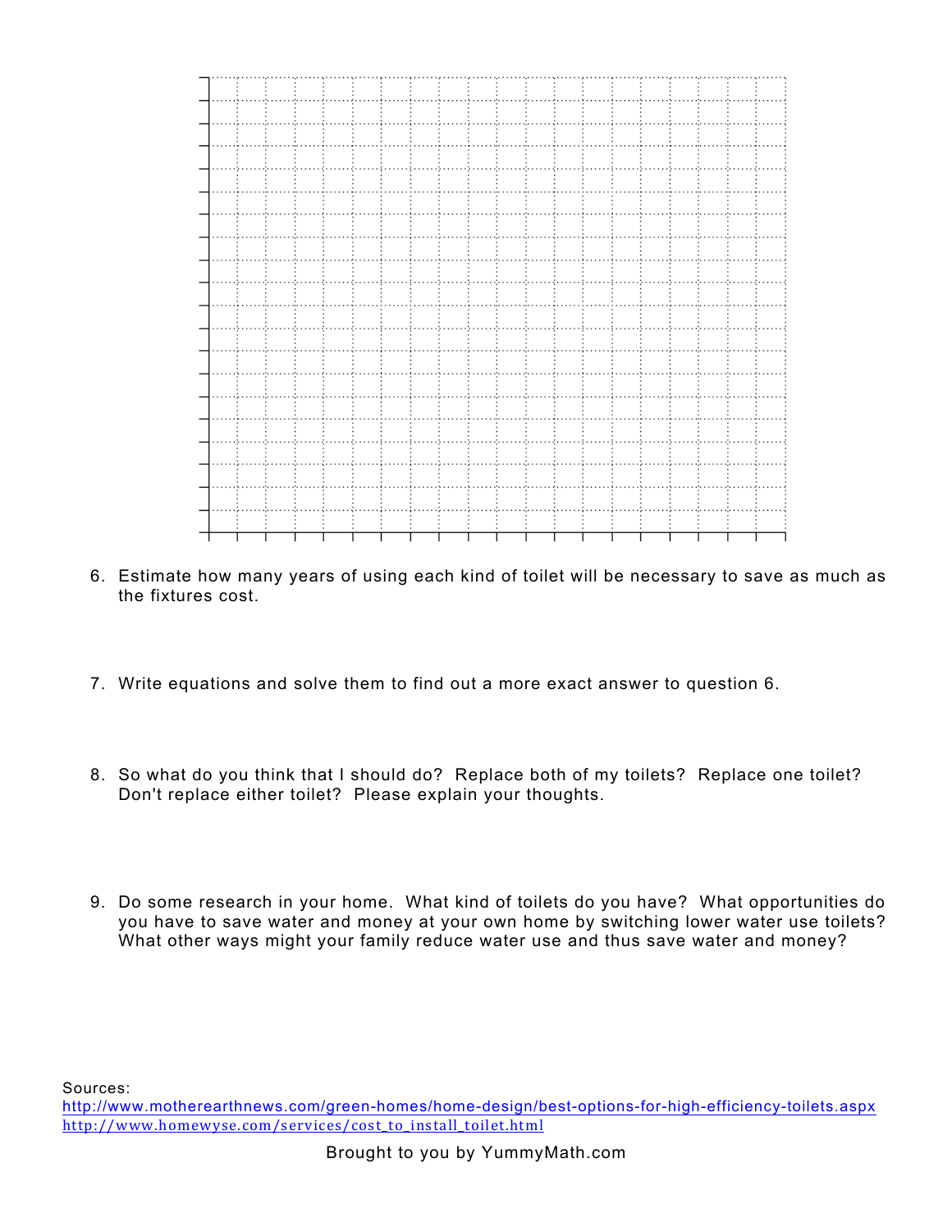6. Estimate how many years of using each kind of toilet will be necessary to save as much as the fixtures cost.

7. Write equations and solve them to find out a more exact answer to question 6.

8. So what do you think that I should do? Replace both of my toilets? Replace one toilet? Don't replace either toilet? Please explain your thoughts.

9. Do some research in your home. What kind of toilets do you have? What opportunities do you have to save water and money at your own home by switching lower water use toilets? What other ways might your family reduce water use and thus save water and money?

Sources:
http://www.motherearthnews.com/green-homes/home-design/best-options-for-high-efficiency-toilets.aspx
http://www.homewyse.com/services/cost_to_install_toilet.html

Brought to you by YummyMath.com